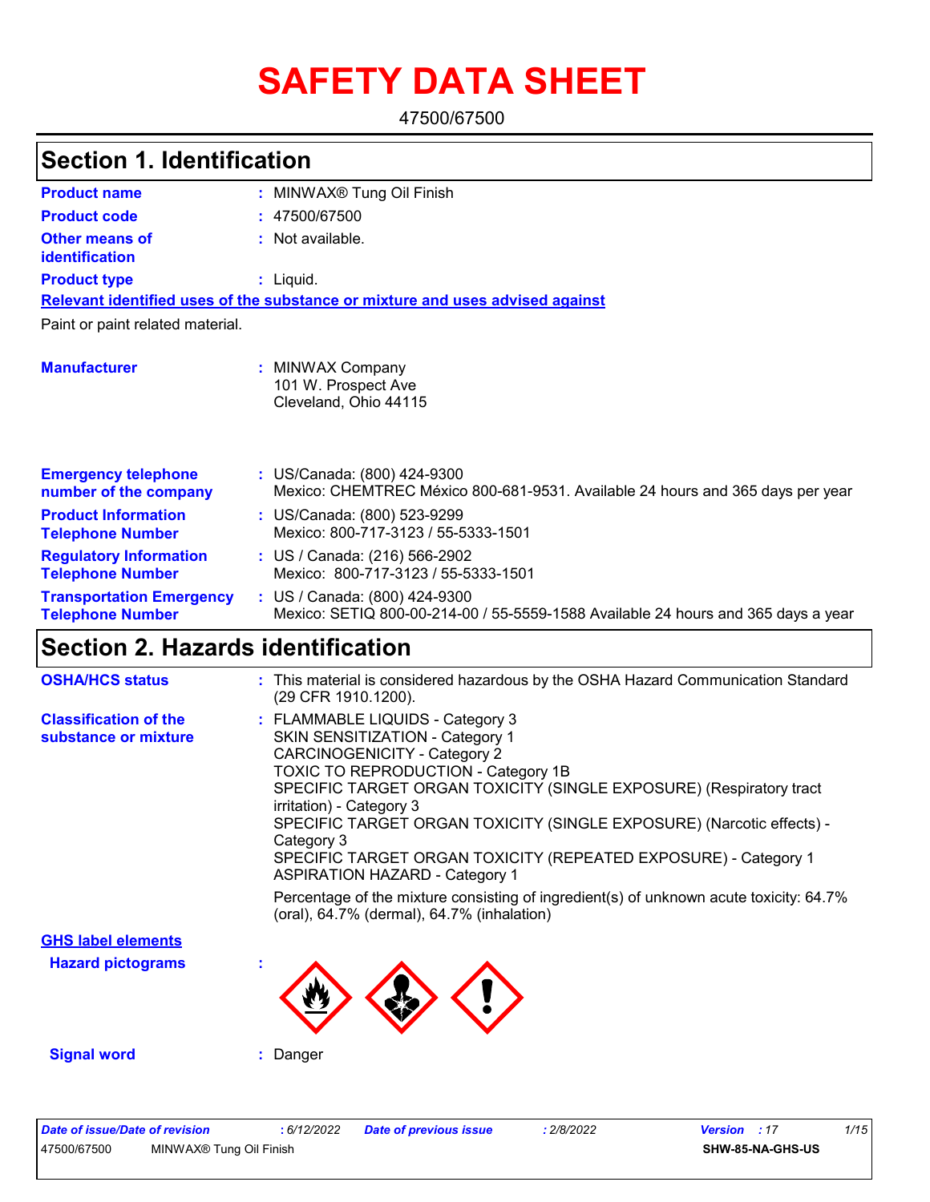# SAFETY DATA SHEET

47500/67500

## Section 1. Identification

**Product name** : MINWAX® Tung Oil Finish

**Product code** : 47500/67500

**Other means of identification** : Not available.

**Product type** : Liquid.

**Relevant identified uses of the substance or mixture and uses advised against**

Paint or paint related material.

**Manufacturer** : MINWAX Company
101 W. Prospect Ave
Cleveland, Ohio 44115

**Emergency telephone number of the company** : US/Canada: (800) 424-9300
Mexico: CHEMTREC México 800-681-9531. Available 24 hours and 365 days per year

**Product Information Telephone Number** : US/Canada: (800) 523-9299
Mexico: 800-717-3123 / 55-5333-1501

**Regulatory Information Telephone Number** : US / Canada: (216) 566-2902
Mexico: 800-717-3123 / 55-5333-1501

**Transportation Emergency Telephone Number** : US / Canada: (800) 424-9300
Mexico: SETIQ 800-00-214-00 / 55-5559-1588 Available 24 hours and 365 days a year

## Section 2. Hazards identification

**OSHA/HCS status** : This material is considered hazardous by the OSHA Hazard Communication Standard (29 CFR 1910.1200).

**Classification of the substance or mixture** : FLAMMABLE LIQUIDS - Category 3
SKIN SENSITIZATION - Category 1
CARCINOGENICITY - Category 2
TOXIC TO REPRODUCTION - Category 1B
SPECIFIC TARGET ORGAN TOXICITY (SINGLE EXPOSURE) (Respiratory tract irritation) - Category 3
SPECIFIC TARGET ORGAN TOXICITY (SINGLE EXPOSURE) (Narcotic effects) - Category 3
SPECIFIC TARGET ORGAN TOXICITY (REPEATED EXPOSURE) - Category 1
ASPIRATION HAZARD - Category 1

Percentage of the mixture consisting of ingredient(s) of unknown acute toxicity: 64.7% (oral), 64.7% (dermal), 64.7% (inhalation)

**GHS label elements**

**Hazard pictograms** :

**Signal word** : Danger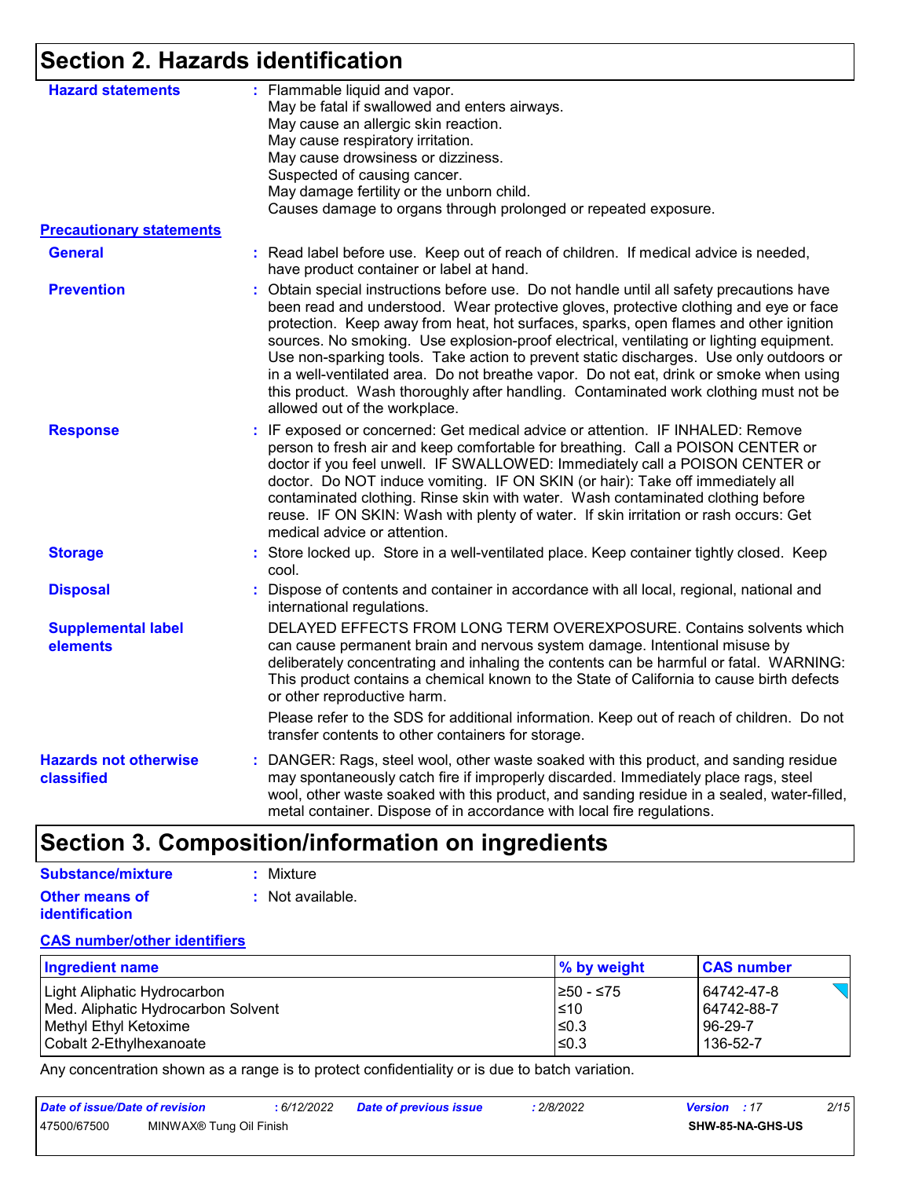## Section 2. Hazards identification

**Hazard statements** : Flammable liquid and vapor.
May be fatal if swallowed and enters airways.
May cause an allergic skin reaction.
May cause respiratory irritation.
May cause drowsiness or dizziness.
Suspected of causing cancer.
May damage fertility or the unborn child.
Causes damage to organs through prolonged or repeated exposure.

**Precautionary statements**

**General** : Read label before use. Keep out of reach of children. If medical advice is needed, have product container or label at hand.

**Prevention** : Obtain special instructions before use. Do not handle until all safety precautions have been read and understood. Wear protective gloves, protective clothing and eye or face protection. Keep away from heat, hot surfaces, sparks, open flames and other ignition sources. No smoking. Use explosion-proof electrical, ventilating or lighting equipment. Use non-sparking tools. Take action to prevent static discharges. Use only outdoors or in a well-ventilated area. Do not breathe vapor. Do not eat, drink or smoke when using this product. Wash thoroughly after handling. Contaminated work clothing must not be allowed out of the workplace.

**Response** : IF exposed or concerned: Get medical advice or attention. IF INHALED: Remove person to fresh air and keep comfortable for breathing. Call a POISON CENTER or doctor if you feel unwell. IF SWALLOWED: Immediately call a POISON CENTER or doctor. Do NOT induce vomiting. IF ON SKIN (or hair): Take off immediately all contaminated clothing. Rinse skin with water. Wash contaminated clothing before reuse. IF ON SKIN: Wash with plenty of water. If skin irritation or rash occurs: Get medical advice or attention.

**Storage** : Store locked up. Store in a well-ventilated place. Keep container tightly closed. Keep cool.

**Disposal** : Dispose of contents and container in accordance with all local, regional, national and international regulations.

**Supplemental label elements**

DELAYED EFFECTS FROM LONG TERM OVEREXPOSURE. Contains solvents which can cause permanent brain and nervous system damage. Intentional misuse by deliberately concentrating and inhaling the contents can be harmful or fatal. WARNING: This product contains a chemical known to the State of California to cause birth defects or other reproductive harm.

Please refer to the SDS for additional information. Keep out of reach of children. Do not transfer contents to other containers for storage.

**Hazards not otherwise classified** : DANGER: Rags, steel wool, other waste soaked with this product, and sanding residue may spontaneously catch fire if improperly discarded. Immediately place rags, steel wool, other waste soaked with this product, and sanding residue in a sealed, water-filled, metal container. Dispose of in accordance with local fire regulations.

## Section 3. Composition/information on ingredients

**Substance/mixture** : Mixture

**Other means of identification** : Not available.

**CAS number/other identifiers**

| Ingredient name | % by weight | CAS number |
|---|---|---|
| Light Aliphatic Hydrocarbon | ≥50 - ≤75 | 64742-47-8 |
| Med. Aliphatic Hydrocarbon Solvent | ≤10 | 64742-88-7 |
| Methyl Ethyl Ketoxime | ≤0.3 | 96-29-7 |
| Cobalt 2-Ethylhexanoate | ≤0.3 | 136-52-7 |

Any concentration shown as a range is to protect confidentiality or is due to batch variation.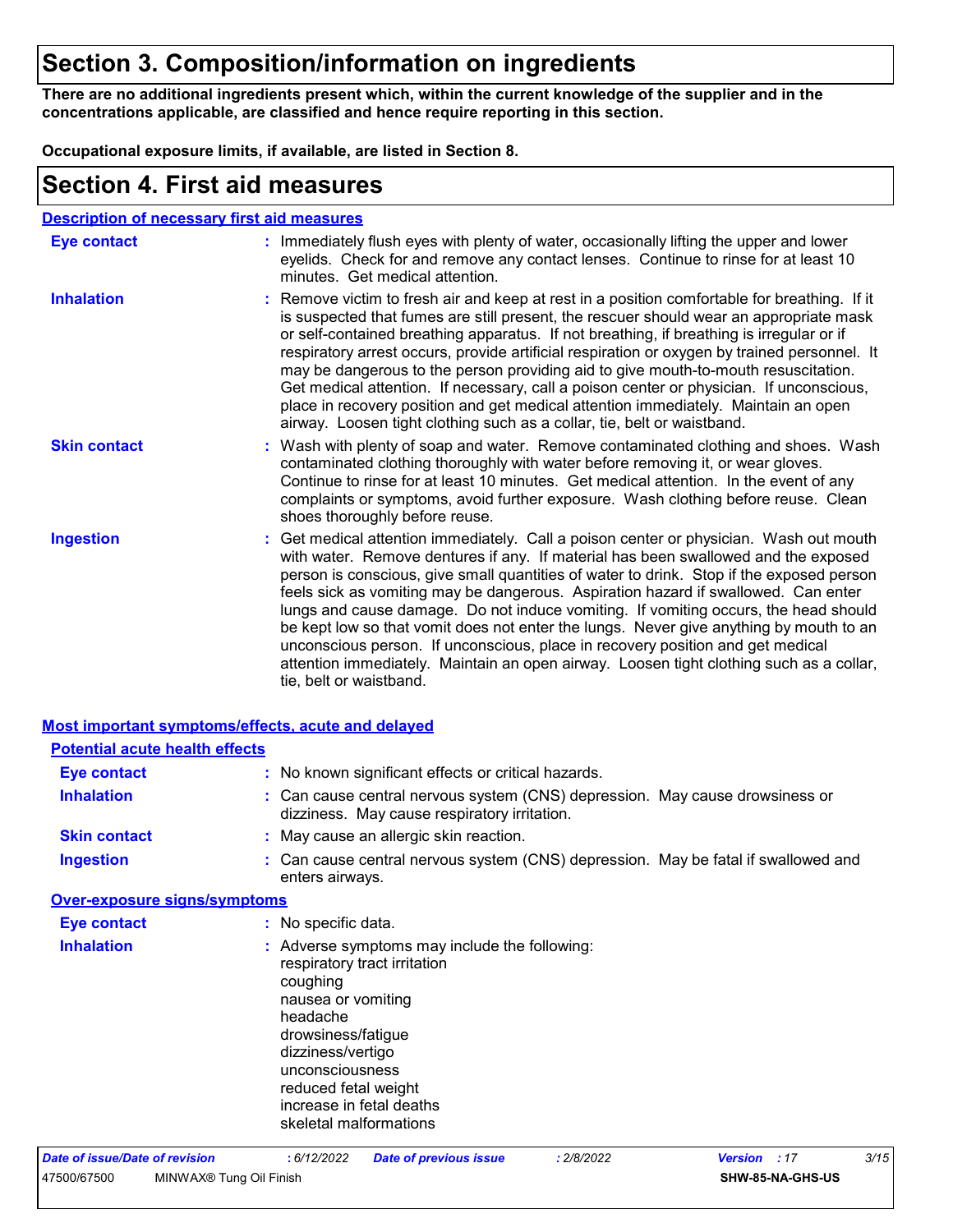# Section 3. Composition/information on ingredients

**There are no additional ingredients present which, within the current knowledge of the supplier and in the concentrations applicable, are classified and hence require reporting in this section.**

**Occupational exposure limits, if available, are listed in Section 8.**

# Section 4. First aid measures

## Description of necessary first aid measures

**Eye contact** : Immediately flush eyes with plenty of water, occasionally lifting the upper and lower eyelids. Check for and remove any contact lenses. Continue to rinse for at least 10 minutes. Get medical attention.

**Inhalation** : Remove victim to fresh air and keep at rest in a position comfortable for breathing. If it is suspected that fumes are still present, the rescuer should wear an appropriate mask or self-contained breathing apparatus. If not breathing, if breathing is irregular or if respiratory arrest occurs, provide artificial respiration or oxygen by trained personnel. It may be dangerous to the person providing aid to give mouth-to-mouth resuscitation. Get medical attention. If necessary, call a poison center or physician. If unconscious, place in recovery position and get medical attention immediately. Maintain an open airway. Loosen tight clothing such as a collar, tie, belt or waistband.

**Skin contact** : Wash with plenty of soap and water. Remove contaminated clothing and shoes. Wash contaminated clothing thoroughly with water before removing it, or wear gloves. Continue to rinse for at least 10 minutes. Get medical attention. In the event of any complaints or symptoms, avoid further exposure. Wash clothing before reuse. Clean shoes thoroughly before reuse.

**Ingestion** : Get medical attention immediately. Call a poison center or physician. Wash out mouth with water. Remove dentures if any. If material has been swallowed and the exposed person is conscious, give small quantities of water to drink. Stop if the exposed person feels sick as vomiting may be dangerous. Aspiration hazard if swallowed. Can enter lungs and cause damage. Do not induce vomiting. If vomiting occurs, the head should be kept low so that vomit does not enter the lungs. Never give anything by mouth to an unconscious person. If unconscious, place in recovery position and get medical attention immediately. Maintain an open airway. Loosen tight clothing such as a collar, tie, belt or waistband.

## Most important symptoms/effects, acute and delayed

### Potential acute health effects

**Eye contact** : No known significant effects or critical hazards.

**Inhalation** : Can cause central nervous system (CNS) depression. May cause drowsiness or dizziness. May cause respiratory irritation.

**Skin contact** : May cause an allergic skin reaction.

**Ingestion** : Can cause central nervous system (CNS) depression. May be fatal if swallowed and enters airways.

### Over-exposure signs/symptoms

**Eye contact** : No specific data.

**Inhalation** : Adverse symptoms may include the following:
respiratory tract irritation
coughing
nausea or vomiting
headache
drowsiness/fatigue
dizziness/vertigo
unconsciousness
reduced fetal weight
increase in fetal deaths
skeletal malformations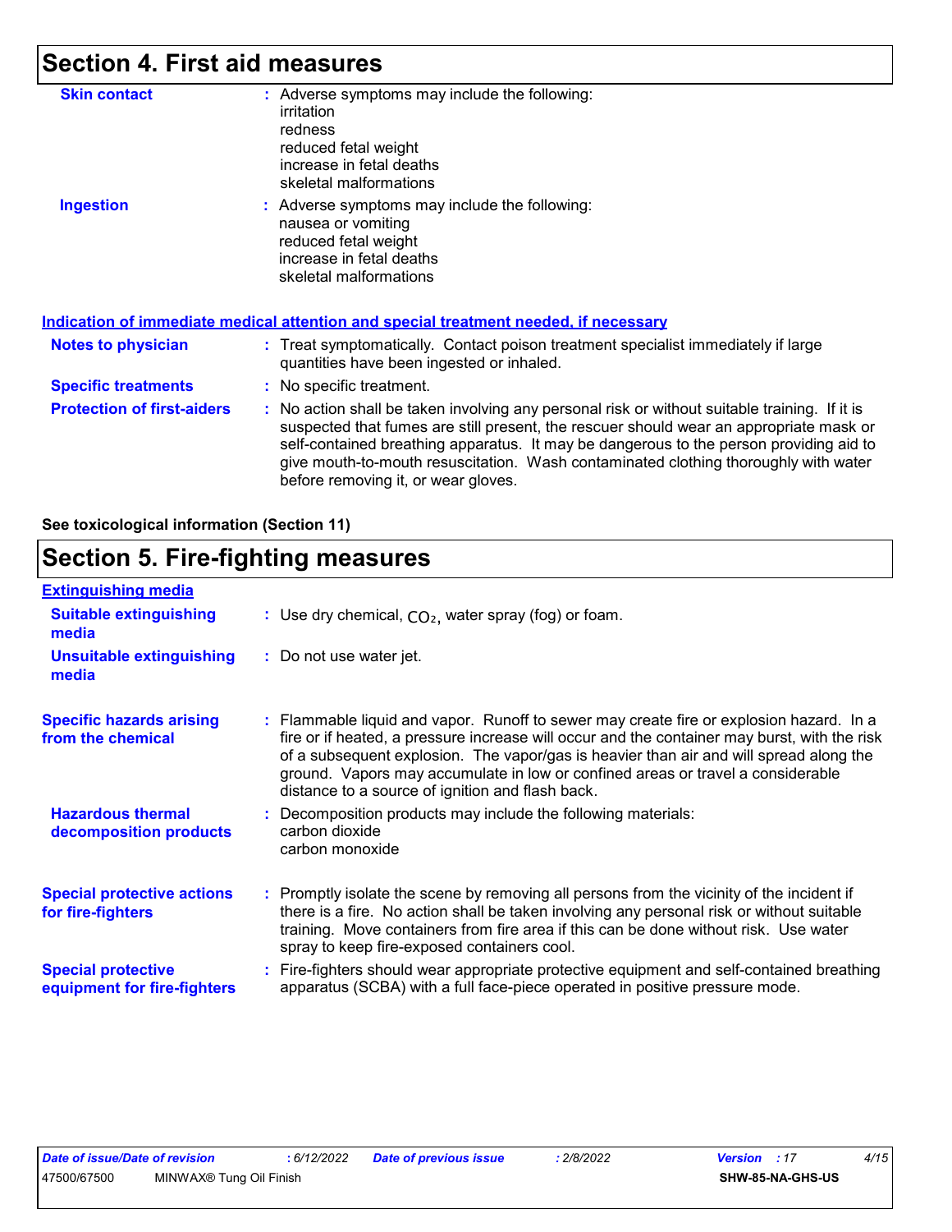## Section 4. First aid measures

**Skin contact** : Adverse symptoms may include the following:
irritation
redness
reduced fetal weight
increase in fetal deaths
skeletal malformations

**Ingestion** : Adverse symptoms may include the following:
nausea or vomiting
reduced fetal weight
increase in fetal deaths
skeletal malformations

### Indication of immediate medical attention and special treatment needed, if necessary

**Notes to physician** : Treat symptomatically. Contact poison treatment specialist immediately if large quantities have been ingested or inhaled.

**Specific treatments** : No specific treatment.

**Protection of first-aiders** : No action shall be taken involving any personal risk or without suitable training. If it is suspected that fumes are still present, the rescuer should wear an appropriate mask or self-contained breathing apparatus. It may be dangerous to the person providing aid to give mouth-to-mouth resuscitation. Wash contaminated clothing thoroughly with water before removing it, or wear gloves.

**See toxicological information (Section 11)**

## Section 5. Fire-fighting measures

### Extinguishing media

**Suitable extinguishing media** : Use dry chemical, $CO_2$, water spray (fog) or foam.

**Unsuitable extinguishing media** : Do not use water jet.

**Specific hazards arising from the chemical** : Flammable liquid and vapor. Runoff to sewer may create fire or explosion hazard. In a fire or if heated, a pressure increase will occur and the container may burst, with the risk of a subsequent explosion. The vapor/gas is heavier than air and will spread along the ground. Vapors may accumulate in low or confined areas or travel a considerable distance to a source of ignition and flash back.

**Hazardous thermal decomposition products** : Decomposition products may include the following materials:
carbon dioxide
carbon monoxide

**Special protective actions for fire-fighters** : Promptly isolate the scene by removing all persons from the vicinity of the incident if there is a fire. No action shall be taken involving any personal risk or without suitable training. Move containers from fire area if this can be done without risk. Use water spray to keep fire-exposed containers cool.

**Special protective equipment for fire-fighters** : Fire-fighters should wear appropriate protective equipment and self-contained breathing apparatus (SCBA) with a full face-piece operated in positive pressure mode.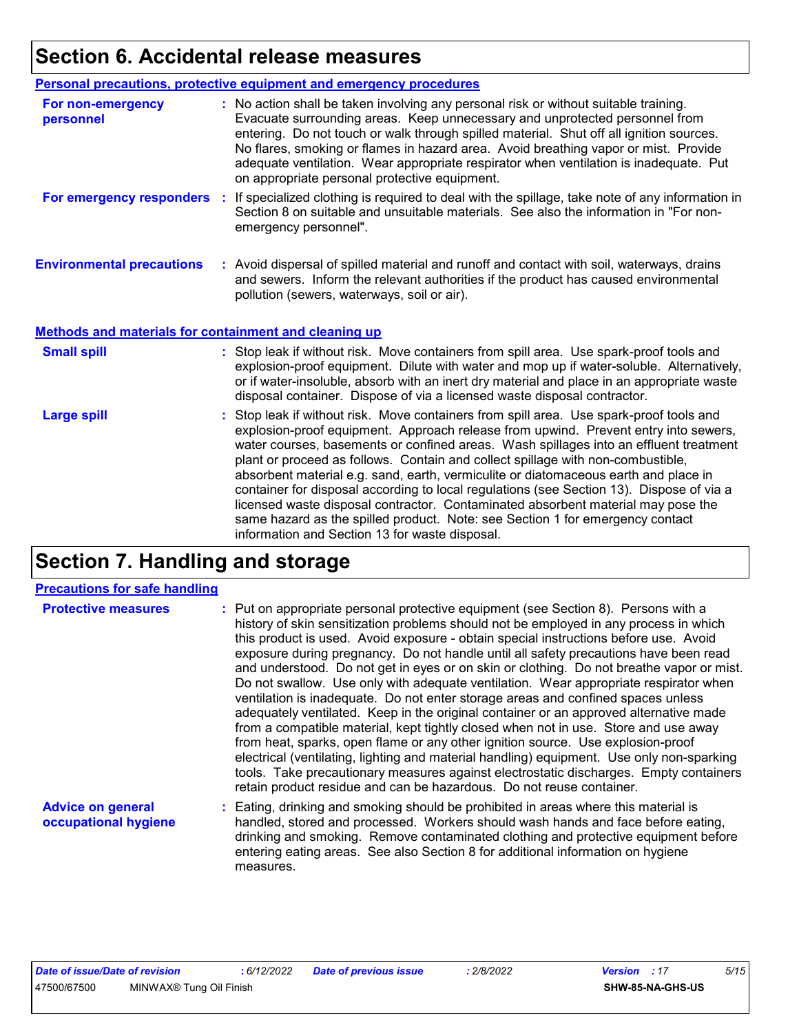# Section 6. Accidental release measures

## Personal precautions, protective equipment and emergency procedures

**For non-emergency personnel** : No action shall be taken involving any personal risk or without suitable training. Evacuate surrounding areas. Keep unnecessary and unprotected personnel from entering. Do not touch or walk through spilled material. Shut off all ignition sources. No flares, smoking or flames in hazard area. Avoid breathing vapor or mist. Provide adequate ventilation. Wear appropriate respirator when ventilation is inadequate. Put on appropriate personal protective equipment.

**For emergency responders** : If specialized clothing is required to deal with the spillage, take note of any information in Section 8 on suitable and unsuitable materials. See also the information in "For non-emergency personnel".

**Environmental precautions** : Avoid dispersal of spilled material and runoff and contact with soil, waterways, drains and sewers. Inform the relevant authorities if the product has caused environmental pollution (sewers, waterways, soil or air).

## Methods and materials for containment and cleaning up

**Small spill** : Stop leak if without risk. Move containers from spill area. Use spark-proof tools and explosion-proof equipment. Dilute with water and mop up if water-soluble. Alternatively, or if water-insoluble, absorb with an inert dry material and place in an appropriate waste disposal container. Dispose of via a licensed waste disposal contractor.

**Large spill** : Stop leak if without risk. Move containers from spill area. Use spark-proof tools and explosion-proof equipment. Approach release from upwind. Prevent entry into sewers, water courses, basements or confined areas. Wash spillages into an effluent treatment plant or proceed as follows. Contain and collect spillage with non-combustible, absorbent material e.g. sand, earth, vermiculite or diatomaceous earth and place in container for disposal according to local regulations (see Section 13). Dispose of via a licensed waste disposal contractor. Contaminated absorbent material may pose the same hazard as the spilled product. Note: see Section 1 for emergency contact information and Section 13 for waste disposal.

# Section 7. Handling and storage

## Precautions for safe handling

**Protective measures** : Put on appropriate personal protective equipment (see Section 8). Persons with a history of skin sensitization problems should not be employed in any process in which this product is used. Avoid exposure - obtain special instructions before use. Avoid exposure during pregnancy. Do not handle until all safety precautions have been read and understood. Do not get in eyes or on skin or clothing. Do not breathe vapor or mist. Do not swallow. Use only with adequate ventilation. Wear appropriate respirator when ventilation is inadequate. Do not enter storage areas and confined spaces unless adequately ventilated. Keep in the original container or an approved alternative made from a compatible material, kept tightly closed when not in use. Store and use away from heat, sparks, open flame or any other ignition source. Use explosion-proof electrical (ventilating, lighting and material handling) equipment. Use only non-sparking tools. Take precautionary measures against electrostatic discharges. Empty containers retain product residue and can be hazardous. Do not reuse container.

**Advice on general occupational hygiene** : Eating, drinking and smoking should be prohibited in areas where this material is handled, stored and processed. Workers should wash hands and face before eating, drinking and smoking. Remove contaminated clothing and protective equipment before entering eating areas. See also Section 8 for additional information on hygiene measures.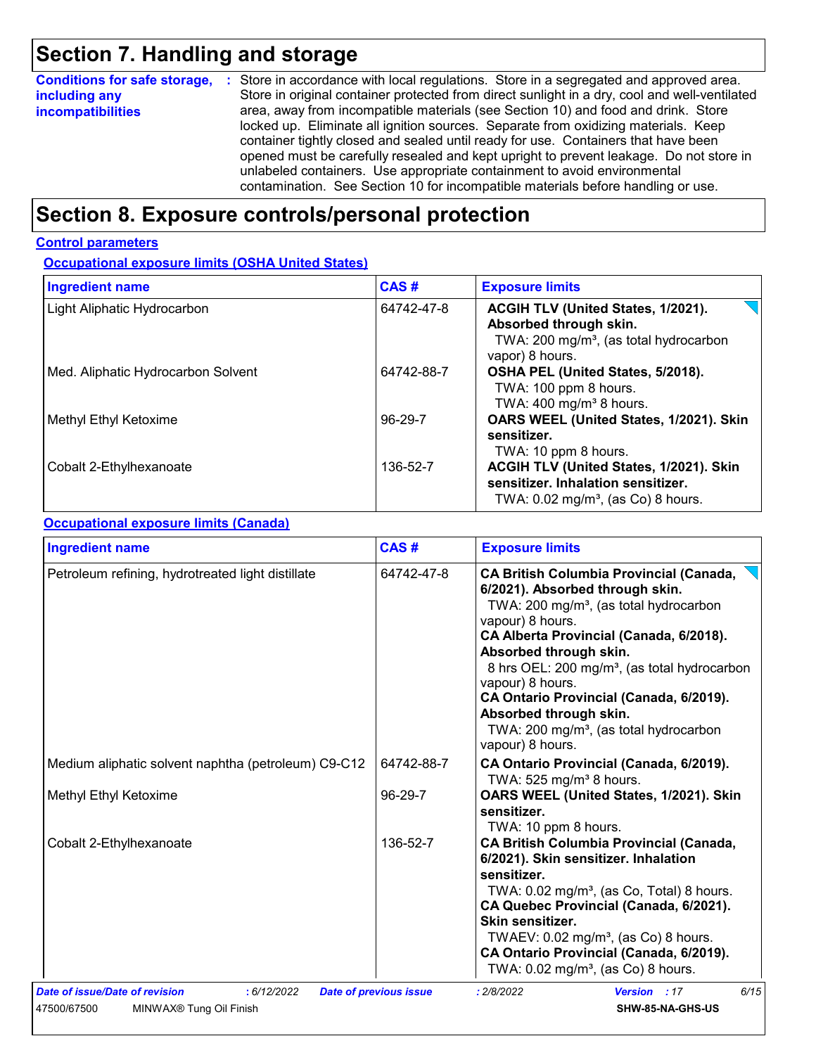# Section 7. Handling and storage

**Conditions for safe storage, including any incompatibilities** : Store in accordance with local regulations. Store in a segregated and approved area. Store in original container protected from direct sunlight in a dry, cool and well-ventilated area, away from incompatible materials (see Section 10) and food and drink. Store locked up. Eliminate all ignition sources. Separate from oxidizing materials. Keep container tightly closed and sealed until ready for use. Containers that have been opened must be carefully resealed and kept upright to prevent leakage. Do not store in unlabeled containers. Use appropriate containment to avoid environmental contamination. See Section 10 for incompatible materials before handling or use.

# Section 8. Exposure controls/personal protection

## Control parameters

### Occupational exposure limits (OSHA United States)

| Ingredient name | CAS # | Exposure limits |
|---|---|---|
| Light Aliphatic Hydrocarbon | 64742-47-8 | **ACGIH TLV (United States, 1/2021). Absorbed through skin.** TWA: 200 mg/m³, (as total hydrocarbon vapor) 8 hours. |
| Med. Aliphatic Hydrocarbon Solvent | 64742-88-7 | **OSHA PEL (United States, 5/2018).** TWA: 100 ppm 8 hours. TWA: 400 mg/m³ 8 hours. |
| Methyl Ethyl Ketoxime | 96-29-7 | **OARS WEEL (United States, 1/2021). Skin sensitizer.** TWA: 10 ppm 8 hours. |
| Cobalt 2-Ethylhexanoate | 136-52-7 | **ACGIH TLV (United States, 1/2021). Skin sensitizer. Inhalation sensitizer.** TWA: 0.02 mg/m³, (as Co) 8 hours. |

### Occupational exposure limits (Canada)

| Ingredient name | CAS # | Exposure limits |
|---|---|---|
| Petroleum refining, hydrotreated light distillate | 64742-47-8 | **CA British Columbia Provincial (Canada, 6/2021). Absorbed through skin.** TWA: 200 mg/m³, (as total hydrocarbon vapour) 8 hours. **CA Alberta Provincial (Canada, 6/2018). Absorbed through skin.** 8 hrs OEL: 200 mg/m³, (as total hydrocarbon vapour) 8 hours. **CA Ontario Provincial (Canada, 6/2019). Absorbed through skin.** TWA: 200 mg/m³, (as total hydrocarbon vapour) 8 hours. |
| Medium aliphatic solvent naphtha (petroleum) C9-C12 | 64742-88-7 | **CA Ontario Provincial (Canada, 6/2019).** TWA: 525 mg/m³ 8 hours. |
| Methyl Ethyl Ketoxime | 96-29-7 | **OARS WEEL (United States, 1/2021). Skin sensitizer.** TWA: 10 ppm 8 hours. |
| Cobalt 2-Ethylhexanoate | 136-52-7 | **CA British Columbia Provincial (Canada, 6/2021). Skin sensitizer. Inhalation sensitizer.** TWA: 0.02 mg/m³, (as Co, Total) 8 hours. **CA Quebec Provincial (Canada, 6/2021). Skin sensitizer.** TWAEV: 0.02 mg/m³, (as Co) 8 hours. **CA Ontario Provincial (Canada, 6/2019).** TWA: 0.02 mg/m³, (as Co) 8 hours. |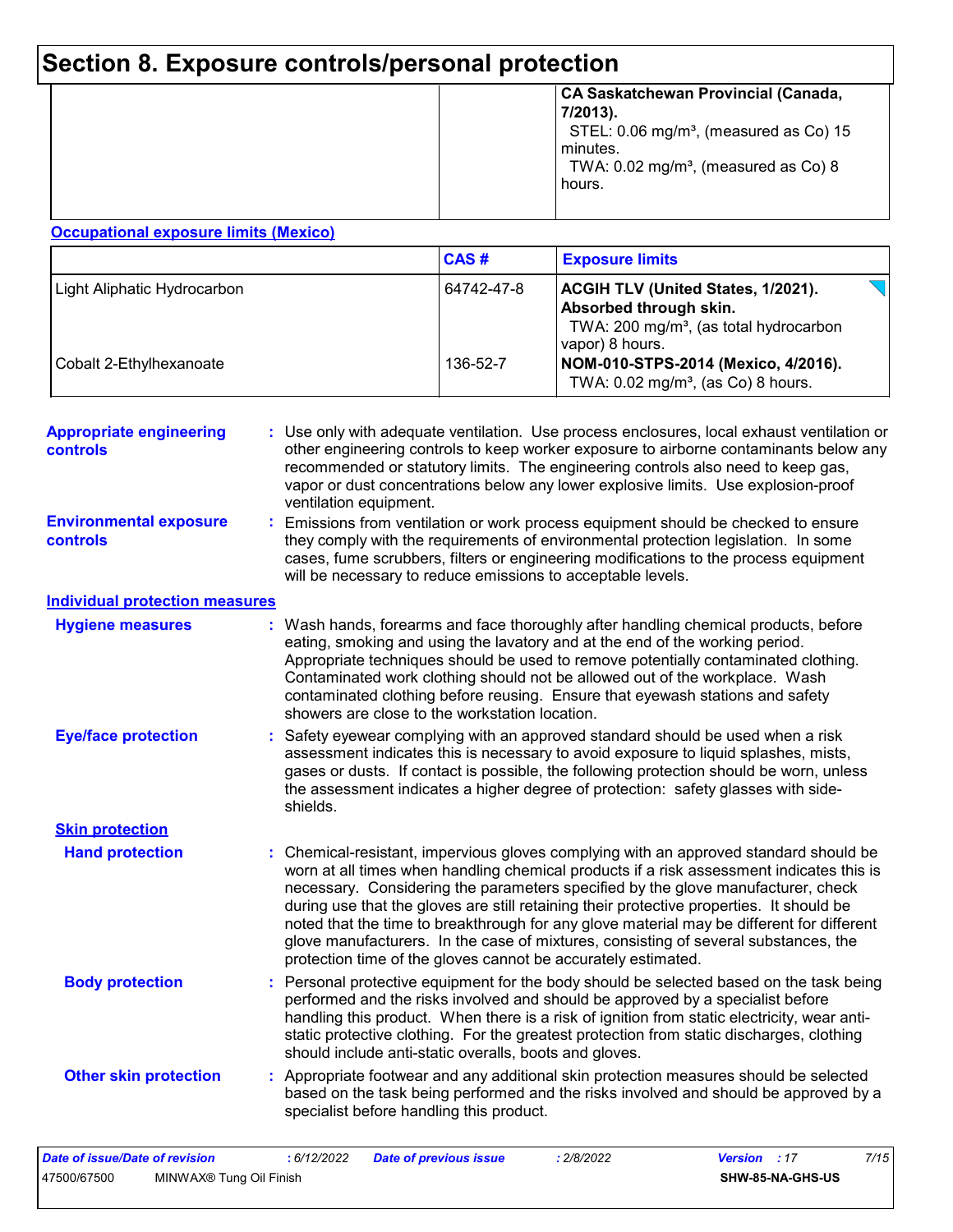# Section 8. Exposure controls/personal protection

| | | |
|---|---|---|
| | | **CA Saskatchewan Provincial (Canada, 7/2013).** STEL: 0.06 mg/m³, (measured as Co) 15 minutes. TWA: 0.02 mg/m³, (measured as Co) 8 hours. |

**Occupational exposure limits (Mexico)**

| | CAS # | Exposure limits |
|---|---|---|
| Light Aliphatic Hydrocarbon | 64742-47-8 | **ACGIH TLV (United States, 1/2021). Absorbed through skin.** TWA: 200 mg/m³, (as total hydrocarbon vapor) 8 hours. |
| Cobalt 2-Ethylhexanoate | 136-52-7 | **NOM-010-STPS-2014 (Mexico, 4/2016).** TWA: 0.02 mg/m³, (as Co) 8 hours. |

**Appropriate engineering controls** : Use only with adequate ventilation. Use process enclosures, local exhaust ventilation or other engineering controls to keep worker exposure to airborne contaminants below any recommended or statutory limits. The engineering controls also need to keep gas, vapor or dust concentrations below any lower explosive limits. Use explosion-proof ventilation equipment.

**Environmental exposure controls** : Emissions from ventilation or work process equipment should be checked to ensure they comply with the requirements of environmental protection legislation. In some cases, fume scrubbers, filters or engineering modifications to the process equipment will be necessary to reduce emissions to acceptable levels.

**Individual protection measures**

**Hygiene measures** : Wash hands, forearms and face thoroughly after handling chemical products, before eating, smoking and using the lavatory and at the end of the working period. Appropriate techniques should be used to remove potentially contaminated clothing. Contaminated work clothing should not be allowed out of the workplace. Wash contaminated clothing before reusing. Ensure that eyewash stations and safety showers are close to the workstation location.

**Eye/face protection** : Safety eyewear complying with an approved standard should be used when a risk assessment indicates this is necessary to avoid exposure to liquid splashes, mists, gases or dusts. If contact is possible, the following protection should be worn, unless the assessment indicates a higher degree of protection: safety glasses with side-shields.

**Skin protection**

**Hand protection** : Chemical-resistant, impervious gloves complying with an approved standard should be worn at all times when handling chemical products if a risk assessment indicates this is necessary. Considering the parameters specified by the glove manufacturer, check during use that the gloves are still retaining their protective properties. It should be noted that the time to breakthrough for any glove material may be different for different glove manufacturers. In the case of mixtures, consisting of several substances, the protection time of the gloves cannot be accurately estimated.

**Body protection** : Personal protective equipment for the body should be selected based on the task being performed and the risks involved and should be approved by a specialist before handling this product. When there is a risk of ignition from static electricity, wear anti-static protective clothing. For the greatest protection from static discharges, clothing should include anti-static overalls, boots and gloves.

**Other skin protection** : Appropriate footwear and any additional skin protection measures should be selected based on the task being performed and the risks involved and should be approved by a specialist before handling this product.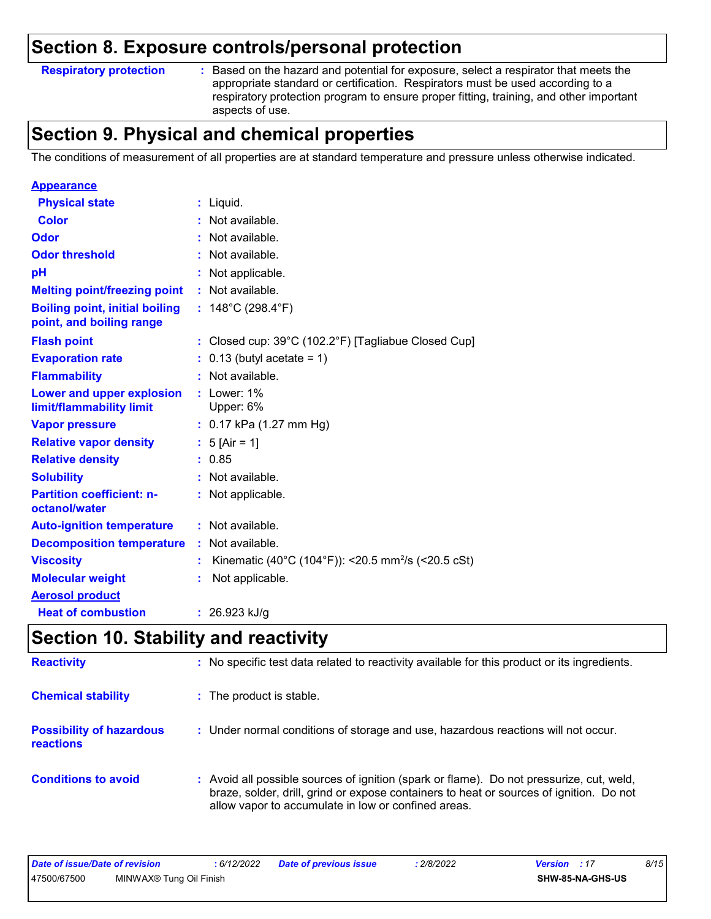## Section 8. Exposure controls/personal protection

| | | |
|---|---|---|
| **Respiratory protection** | : | Based on the hazard and potential for exposure, select a respirator that meets the appropriate standard or certification. Respirators must be used according to a respiratory protection program to ensure proper fitting, training, and other important aspects of use. |

## Section 9. Physical and chemical properties

The conditions of measurement of all properties are at standard temperature and pressure unless otherwise indicated.

**Appearance**

| | | |
|---|---|---|
| **Physical state** | : | Liquid. |
| **Color** | : | Not available. |
| **Odor** | : | Not available. |
| **Odor threshold** | : | Not available. |
| **pH** | : | Not applicable. |
| **Melting point/freezing point** | : | Not available. |
| **Boiling point, initial boiling point, and boiling range** | : | 148°C (298.4°F) |
| **Flash point** | : | Closed cup: 39°C (102.2°F) [Tagliabue Closed Cup] |
| **Evaporation rate** | : | 0.13 (butyl acetate = 1) |
| **Flammability** | : | Not available. |
| **Lower and upper explosion limit/flammability limit** | : | Lower: 1%<br>Upper: 6% |
| **Vapor pressure** | : | 0.17 kPa (1.27 mm Hg) |
| **Relative vapor density** | : | 5 [Air = 1] |
| **Relative density** | : | 0.85 |
| **Solubility** | : | Not available. |
| **Partition coefficient: n-octanol/water** | : | Not applicable. |
| **Auto-ignition temperature** | : | Not available. |
| **Decomposition temperature** | : | Not available. |
| **Viscosity** | : | Kinematic (40°C (104°F)): <20.5 $mm^2/s$ (<20.5 cSt) |
| **Molecular weight** | : | Not applicable. |

**Aerosol product**

| | | |
|---|---|---|
| **Heat of combustion** | : | 26.923 kJ/g |

## Section 10. Stability and reactivity

| | | |
|---|---|---|
| **Reactivity** | : | No specific test data related to reactivity available for this product or its ingredients. |
| **Chemical stability** | : | The product is stable. |
| **Possibility of hazardous reactions** | : | Under normal conditions of storage and use, hazardous reactions will not occur. |
| **Conditions to avoid** | : | Avoid all possible sources of ignition (spark or flame). Do not pressurize, cut, weld, braze, solder, drill, grind or expose containers to heat or sources of ignition. Do not allow vapor to accumulate in low or confined areas. |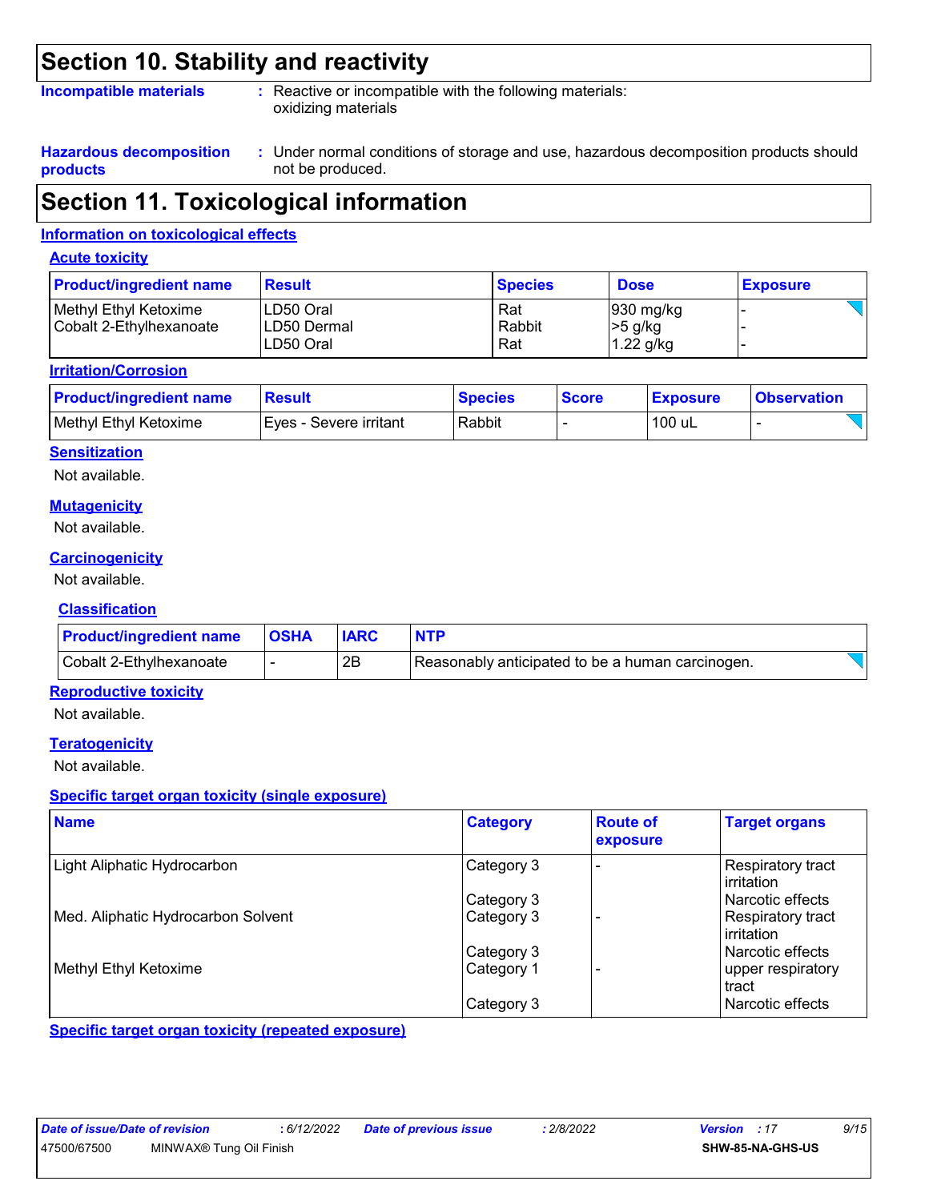# Section 10. Stability and reactivity

**Incompatible materials** : Reactive or incompatible with the following materials: oxidizing materials

**Hazardous decomposition products** : Under normal conditions of storage and use, hazardous decomposition products should not be produced.

# Section 11. Toxicological information

## Information on toxicological effects

### Acute toxicity

| Product/ingredient name | Result | Species | Dose | Exposure |
|---|---|---|---|---|
| Methyl Ethyl Ketoxime | LD50 Oral | Rat | 930 mg/kg | - |
| Cobalt 2-Ethylhexanoate | LD50 Dermal | Rabbit | >5 g/kg | - |
| | LD50 Oral | Rat | 1.22 g/kg | - |

### Irritation/Corrosion

| Product/ingredient name | Result | Species | Score | Exposure | Observation |
|---|---|---|---|---|---|
| Methyl Ethyl Ketoxime | Eyes - Severe irritant | Rabbit | - | 100 uL | - |

### Sensitization

Not available.

### Mutagenicity

Not available.

### Carcinogenicity

Not available.

### Classification

| Product/ingredient name | OSHA | IARC | NTP |
|---|---|---|---|
| Cobalt 2-Ethylhexanoate | - | 2B | Reasonably anticipated to be a human carcinogen. |

### Reproductive toxicity

Not available.

### Teratogenicity

Not available.

### Specific target organ toxicity (single exposure)

| Name | Category | Route of exposure | Target organs |
|---|---|---|---|
| Light Aliphatic Hydrocarbon | Category 3 | - | Respiratory tract irritation |
| | Category 3 | | Narcotic effects |
| Med. Aliphatic Hydrocarbon Solvent | Category 3 | - | Respiratory tract irritation |
| | Category 3 | | Narcotic effects |
| Methyl Ethyl Ketoxime | Category 1 | - | upper respiratory tract |
| | Category 3 | | Narcotic effects |

### Specific target organ toxicity (repeated exposure)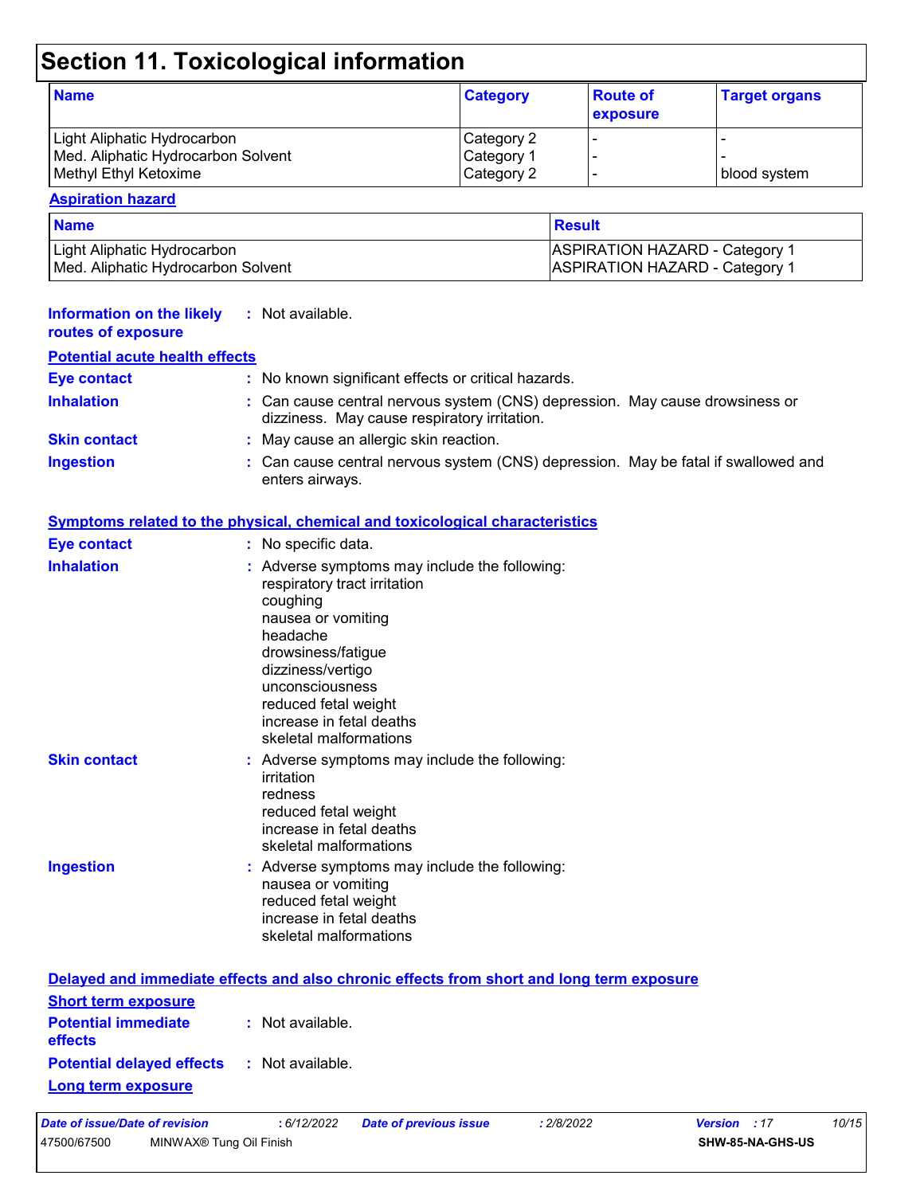# Section 11. Toxicological information

| Name | Category | Route of exposure | Target organs |
|---|---|---|---|
| Light Aliphatic Hydrocarbon | Category 2 | - | - |
| Med. Aliphatic Hydrocarbon Solvent | Category 1 | - | - |
| Methyl Ethyl Ketoxime | Category 2 | - | blood system |

**Aspiration hazard**

| Name | Result |
|---|---|
| Light Aliphatic Hydrocarbon | ASPIRATION HAZARD - Category 1 |
| Med. Aliphatic Hydrocarbon Solvent | ASPIRATION HAZARD - Category 1 |

**Information on the likely routes of exposure** : Not available.

**Potential acute health effects**

**Eye contact** : No known significant effects or critical hazards.

**Inhalation** : Can cause central nervous system (CNS) depression. May cause drowsiness or dizziness. May cause respiratory irritation.

**Skin contact** : May cause an allergic skin reaction.

**Ingestion** : Can cause central nervous system (CNS) depression. May be fatal if swallowed and enters airways.

**Symptoms related to the physical, chemical and toxicological characteristics**

**Eye contact** : No specific data.

**Inhalation** : Adverse symptoms may include the following:
respiratory tract irritation
coughing
nausea or vomiting
headache
drowsiness/fatigue
dizziness/vertigo
unconsciousness
reduced fetal weight
increase in fetal deaths
skeletal malformations

**Skin contact** : Adverse symptoms may include the following:
irritation
redness
reduced fetal weight
increase in fetal deaths
skeletal malformations

**Ingestion** : Adverse symptoms may include the following:
nausea or vomiting
reduced fetal weight
increase in fetal deaths
skeletal malformations

**Delayed and immediate effects and also chronic effects from short and long term exposure**

**Short term exposure**

**Potential immediate effects** : Not available.

**Potential delayed effects** : Not available.

**Long term exposure**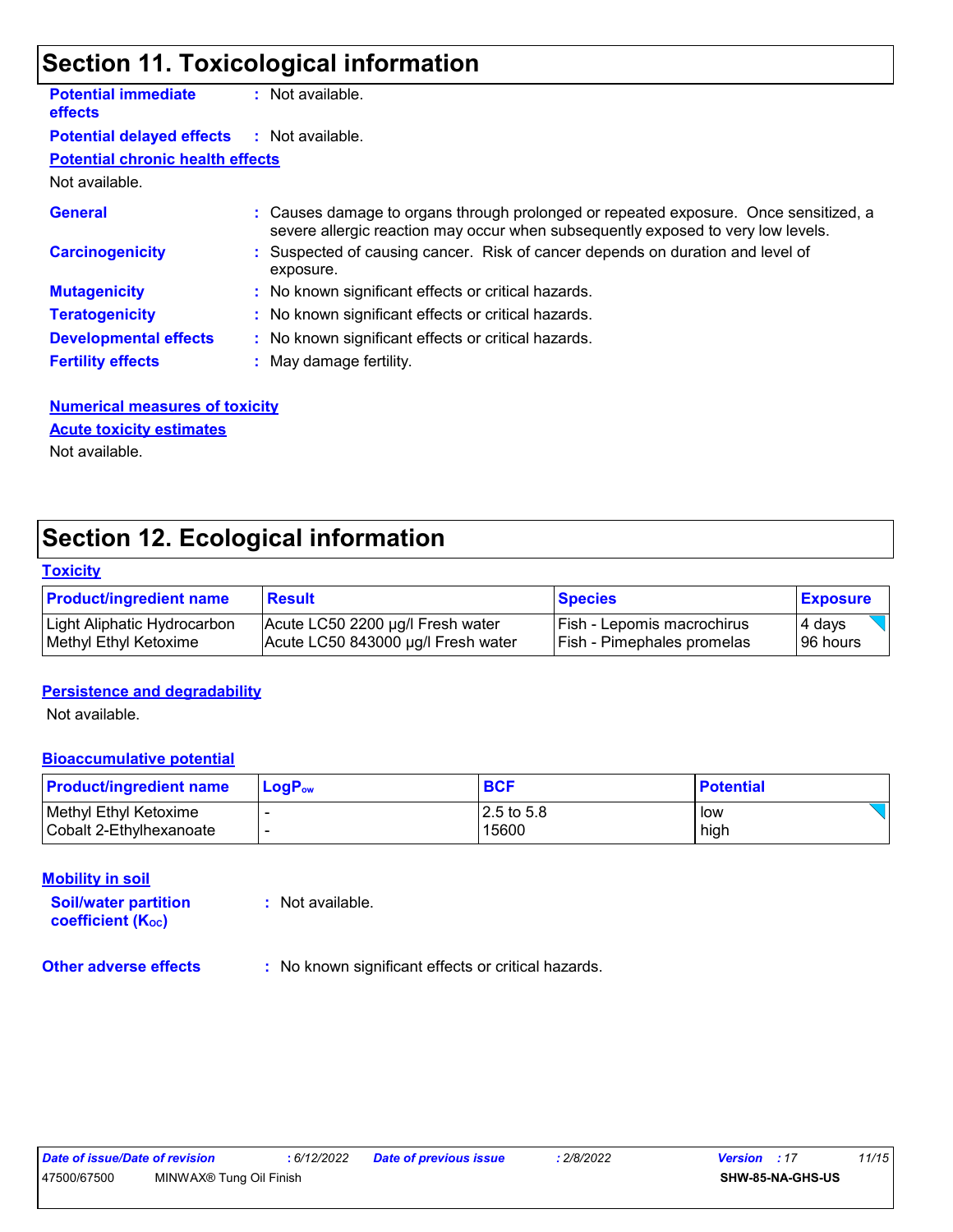## Section 11. Toxicological information

**Potential immediate effects** : Not available.

**Potential delayed effects** : Not available.

**Potential chronic health effects**

Not available.

**General** : Causes damage to organs through prolonged or repeated exposure. Once sensitized, a severe allergic reaction may occur when subsequently exposed to very low levels.

**Carcinogenicity** : Suspected of causing cancer. Risk of cancer depends on duration and level of exposure.

**Mutagenicity** : No known significant effects or critical hazards.

**Teratogenicity** : No known significant effects or critical hazards.

**Developmental effects** : No known significant effects or critical hazards.

**Fertility effects** : May damage fertility.

**Numerical measures of toxicity**

**Acute toxicity estimates**

Not available.

## Section 12. Ecological information

**Toxicity**

| Product/ingredient name | Result | Species | Exposure |
|---|---|---|---|
| Light Aliphatic Hydrocarbon | Acute LC50 2200 µg/l Fresh water | Fish - Lepomis macrochirus | 4 days |
| Methyl Ethyl Ketoxime | Acute LC50 843000 µg/l Fresh water | Fish - Pimephales promelas | 96 hours |

**Persistence and degradability**

Not available.

**Bioaccumulative potential**

| Product/ingredient name | $LogP_{ow}$ | BCF | Potential |
|---|---|---|---|
| Methyl Ethyl Ketoxime | - | 2.5 to 5.8 | low |
| Cobalt 2-Ethylhexanoate | - | 15600 | high |

**Mobility in soil**

**Soil/water partition coefficient ($K_{OC}$)** : Not available.

**Other adverse effects** : No known significant effects or critical hazards.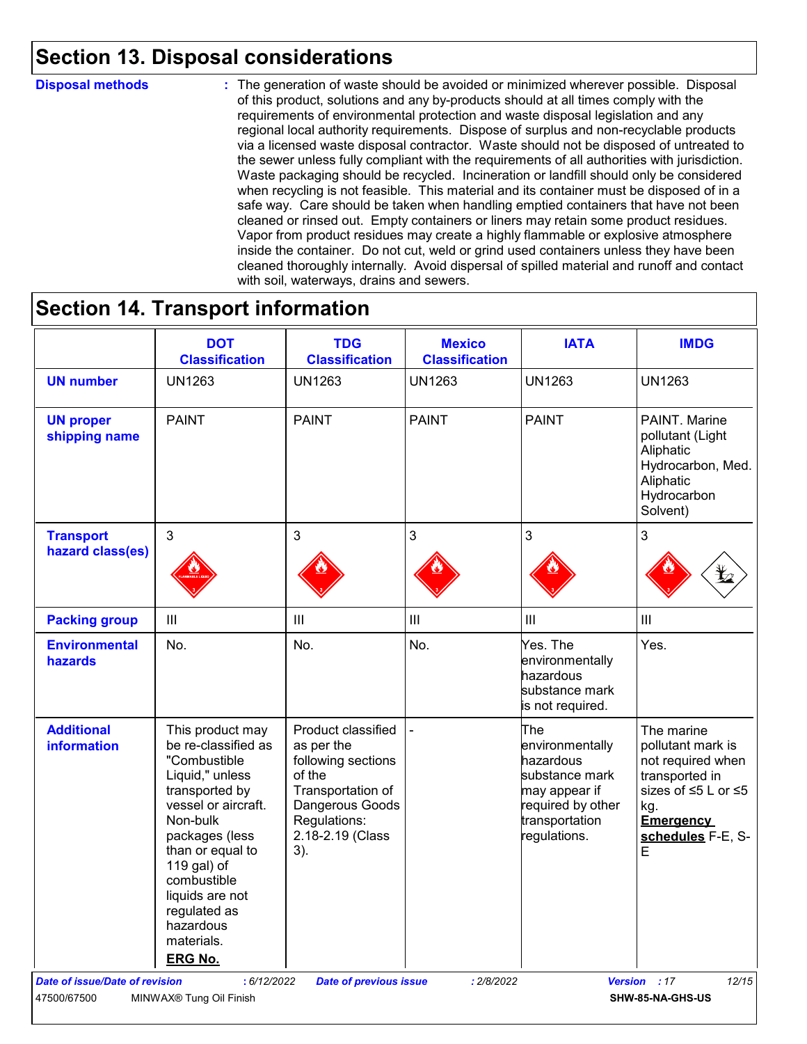## Section 13. Disposal considerations

**Disposal methods** : The generation of waste should be avoided or minimized wherever possible. Disposal of this product, solutions and any by-products should at all times comply with the requirements of environmental protection and waste disposal legislation and any regional local authority requirements. Dispose of surplus and non-recyclable products via a licensed waste disposal contractor. Waste should not be disposed of untreated to the sewer unless fully compliant with the requirements of all authorities with jurisdiction. Waste packaging should be recycled. Incineration or landfill should only be considered when recycling is not feasible. This material and its container must be disposed of in a safe way. Care should be taken when handling emptied containers that have not been cleaned or rinsed out. Empty containers or liners may retain some product residues. Vapor from product residues may create a highly flammable or explosive atmosphere inside the container. Do not cut, weld or grind used containers unless they have been cleaned thoroughly internally. Avoid dispersal of spilled material and runoff and contact with soil, waterways, drains and sewers.

## Section 14. Transport information

| | DOT Classification | TDG Classification | Mexico Classification | IATA | IMDG |
|---|---|---|---|---|---|
| **UN number** | UN1263 | UN1263 | UN1263 | UN1263 | UN1263 |
| **UN proper shipping name** | PAINT | PAINT | PAINT | PAINT | PAINT. Marine pollutant (Light Aliphatic Hydrocarbon, Med. Aliphatic Hydrocarbon Solvent) |
| **Transport hazard class(es)** | 3 | 3 | 3 | 3 | 3 |
| **Packing group** | III | III | III | III | III |
| **Environmental hazards** | No. | No. | No. | Yes. The environmentally hazardous substance mark is not required. | Yes. |
| **Additional information** | This product may be re-classified as "Combustible Liquid," unless transported by vessel or aircraft. Non-bulk packages (less than or equal to 119 gal) of combustible liquids are not regulated as hazardous materials. **ERG No.** | Product classified as per the following sections of the Transportation of Dangerous Goods Regulations: 2.18-2.19 (Class 3). | - | The environmentally hazardous substance mark may appear if required by other transportation regulations. | The marine pollutant mark is not required when transported in sizes of ≤5 L or ≤5 kg. **Emergency schedules** F-E, S-E |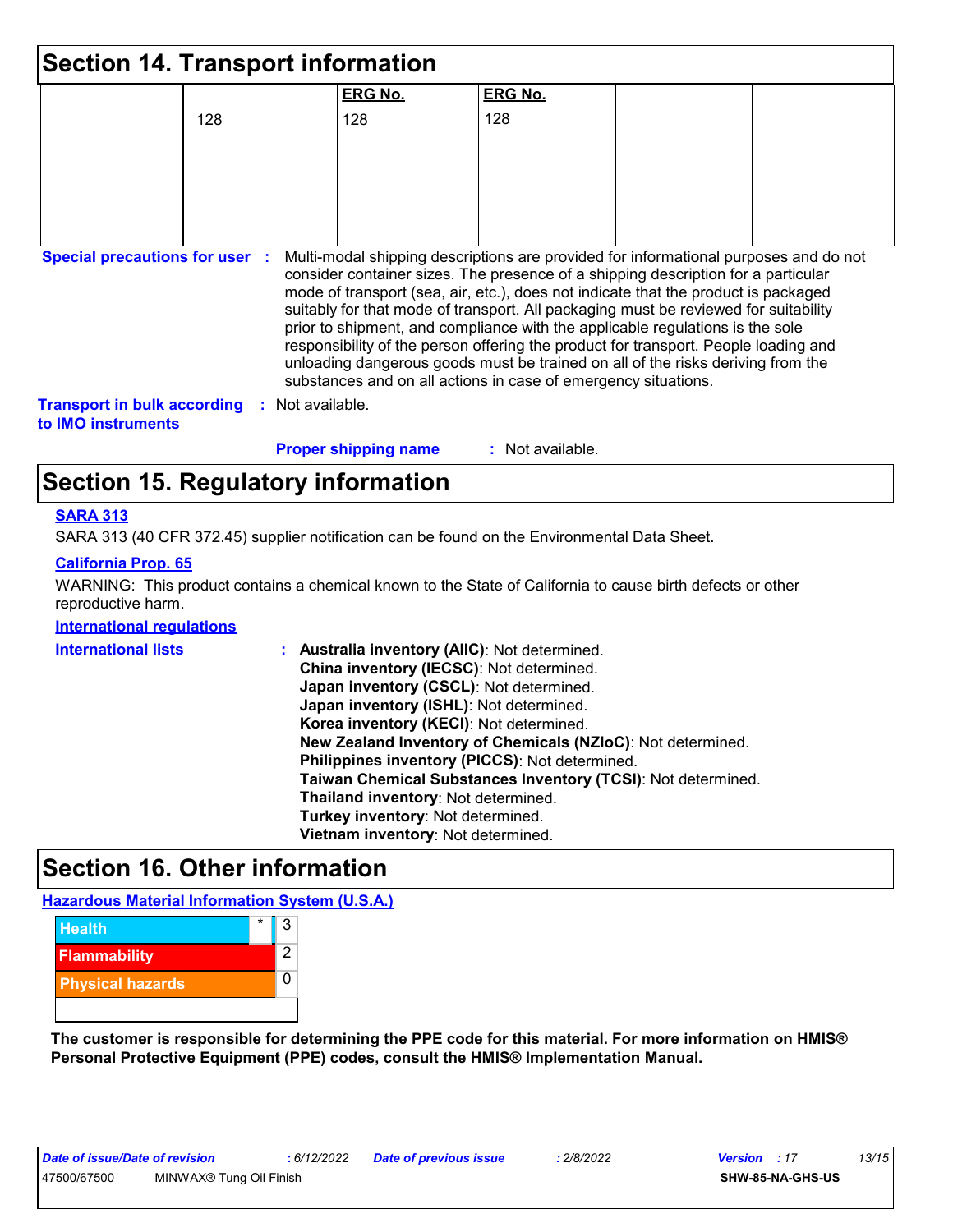## Section 14. Transport information

| | | ERG No. | ERG No. | | |
|---|---|---|---|---|---|
| | 128 | 128 | 128 | | |

**Special precautions for user** : Multi-modal shipping descriptions are provided for informational purposes and do not consider container sizes. The presence of a shipping description for a particular mode of transport (sea, air, etc.), does not indicate that the product is packaged suitably for that mode of transport. All packaging must be reviewed for suitability prior to shipment, and compliance with the applicable regulations is the sole responsibility of the person offering the product for transport. People loading and unloading dangerous goods must be trained on all of the risks deriving from the substances and on all actions in case of emergency situations.

**Transport in bulk according to IMO instruments** : Not available.

**Proper shipping name** : Not available.

## Section 15. Regulatory information

**SARA 313**

SARA 313 (40 CFR 372.45) supplier notification can be found on the Environmental Data Sheet.

**California Prop. 65**

WARNING: This product contains a chemical known to the State of California to cause birth defects or other reproductive harm.

**International regulations**

**International lists** :
- **Australia inventory (AIIC)**: Not determined.
- **China inventory (IECSC)**: Not determined.
- **Japan inventory (CSCL)**: Not determined.
- **Japan inventory (ISHL)**: Not determined.
- **Korea inventory (KECI)**: Not determined.
- **New Zealand Inventory of Chemicals (NZIoC)**: Not determined.
- **Philippines inventory (PICCS)**: Not determined.
- **Taiwan Chemical Substances Inventory (TCSI)**: Not determined.
- **Thailand inventory**: Not determined.
- **Turkey inventory**: Not determined.
- **Vietnam inventory**: Not determined.

## Section 16. Other information

**Hazardous Material Information System (U.S.A.)**

| | | |
|---|---|---|
| Health | * | 3 |
| Flammability | | 2 |
| Physical hazards | | 0 |

**The customer is responsible for determining the PPE code for this material. For more information on HMIS® Personal Protective Equipment (PPE) codes, consult the HMIS® Implementation Manual.**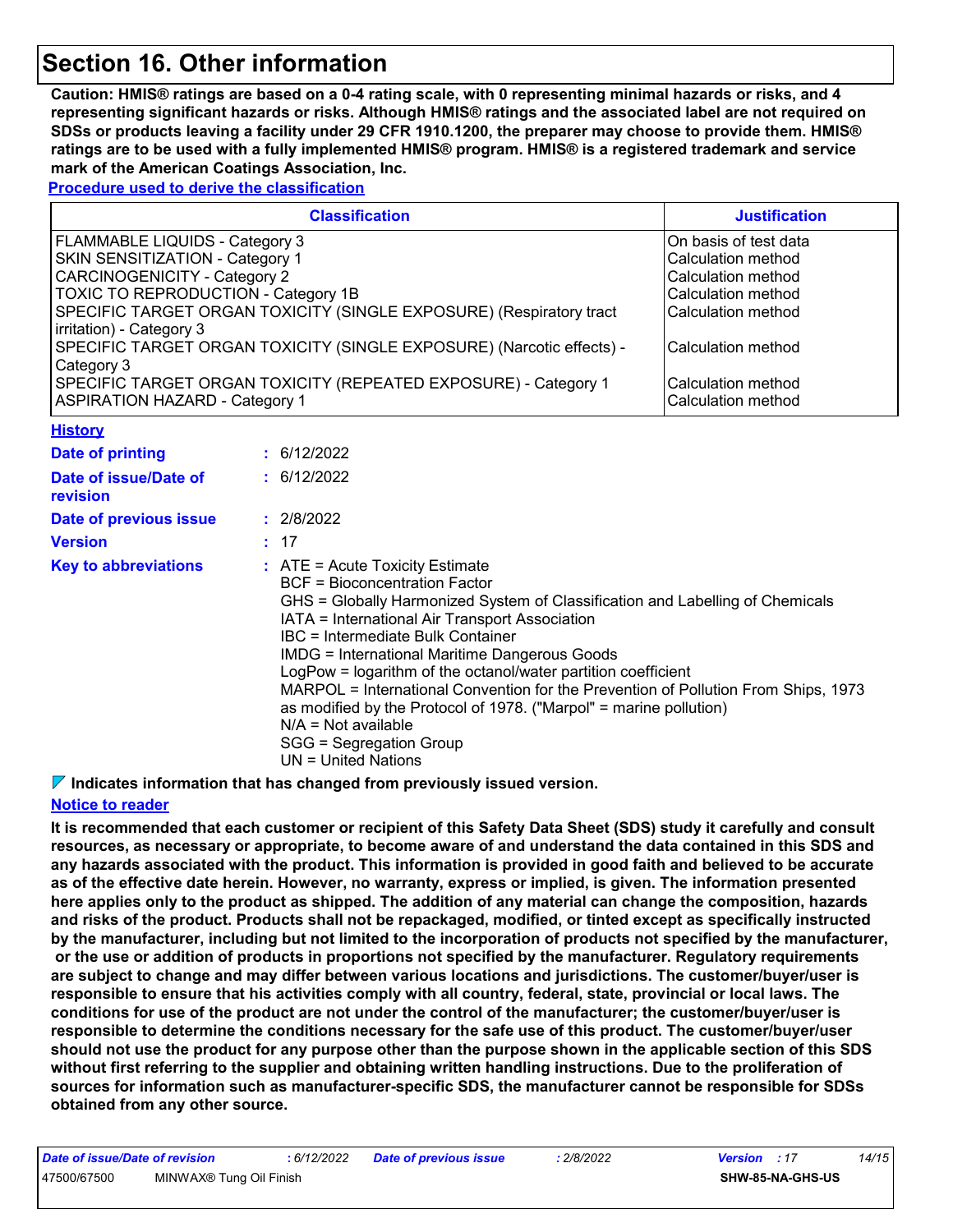# Section 16. Other information

**Caution: HMIS® ratings are based on a 0-4 rating scale, with 0 representing minimal hazards or risks, and 4 representing significant hazards or risks. Although HMIS® ratings and the associated label are not required on SDSs or products leaving a facility under 29 CFR 1910.1200, the preparer may choose to provide them. HMIS® ratings are to be used with a fully implemented HMIS® program. HMIS® is a registered trademark and service mark of the American Coatings Association, Inc.**

**Procedure used to derive the classification**

| Classification | Justification |
|---|---|
| FLAMMABLE LIQUIDS - Category 3 | On basis of test data |
| SKIN SENSITIZATION - Category 1 | Calculation method |
| CARCINOGENICITY - Category 2 | Calculation method |
| TOXIC TO REPRODUCTION - Category 1B | Calculation method |
| SPECIFIC TARGET ORGAN TOXICITY (SINGLE EXPOSURE) (Respiratory tract irritation) - Category 3 | Calculation method |
| SPECIFIC TARGET ORGAN TOXICITY (SINGLE EXPOSURE) (Narcotic effects) - Category 3 | Calculation method |
| SPECIFIC TARGET ORGAN TOXICITY (REPEATED EXPOSURE) - Category 1 | Calculation method |
| ASPIRATION HAZARD - Category 1 | Calculation method |

**History**

**Date of printing** : 6/12/2022

**Date of issue/Date of revision** : 6/12/2022

**Date of previous issue** : 2/8/2022

**Version** : 17

**Key to abbreviations** :
ATE = Acute Toxicity Estimate
BCF = Bioconcentration Factor
GHS = Globally Harmonized System of Classification and Labelling of Chemicals
IATA = International Air Transport Association
IBC = Intermediate Bulk Container
IMDG = International Maritime Dangerous Goods
LogPow = logarithm of the octanol/water partition coefficient
MARPOL = International Convention for the Prevention of Pollution From Ships, 1973 as modified by the Protocol of 1978. ("Marpol" = marine pollution)
N/A = Not available
SGG = Segregation Group
UN = United Nations

**Indicates information that has changed from previously issued version.**

**Notice to reader**

**It is recommended that each customer or recipient of this Safety Data Sheet (SDS) study it carefully and consult resources, as necessary or appropriate, to become aware of and understand the data contained in this SDS and any hazards associated with the product. This information is provided in good faith and believed to be accurate as of the effective date herein. However, no warranty, express or implied, is given. The information presented here applies only to the product as shipped. The addition of any material can change the composition, hazards and risks of the product. Products shall not be repackaged, modified, or tinted except as specifically instructed by the manufacturer, including but not limited to the incorporation of products not specified by the manufacturer, or the use or addition of products in proportions not specified by the manufacturer. Regulatory requirements are subject to change and may differ between various locations and jurisdictions. The customer/buyer/user is responsible to ensure that his activities comply with all country, federal, state, provincial or local laws. The conditions for use of the product are not under the control of the manufacturer; the customer/buyer/user is responsible to determine the conditions necessary for the safe use of this product. The customer/buyer/user should not use the product for any purpose other than the purpose shown in the applicable section of this SDS without first referring to the supplier and obtaining written handling instructions. Due to the proliferation of sources for information such as manufacturer-specific SDS, the manufacturer cannot be responsible for SDSs obtained from any other source.**